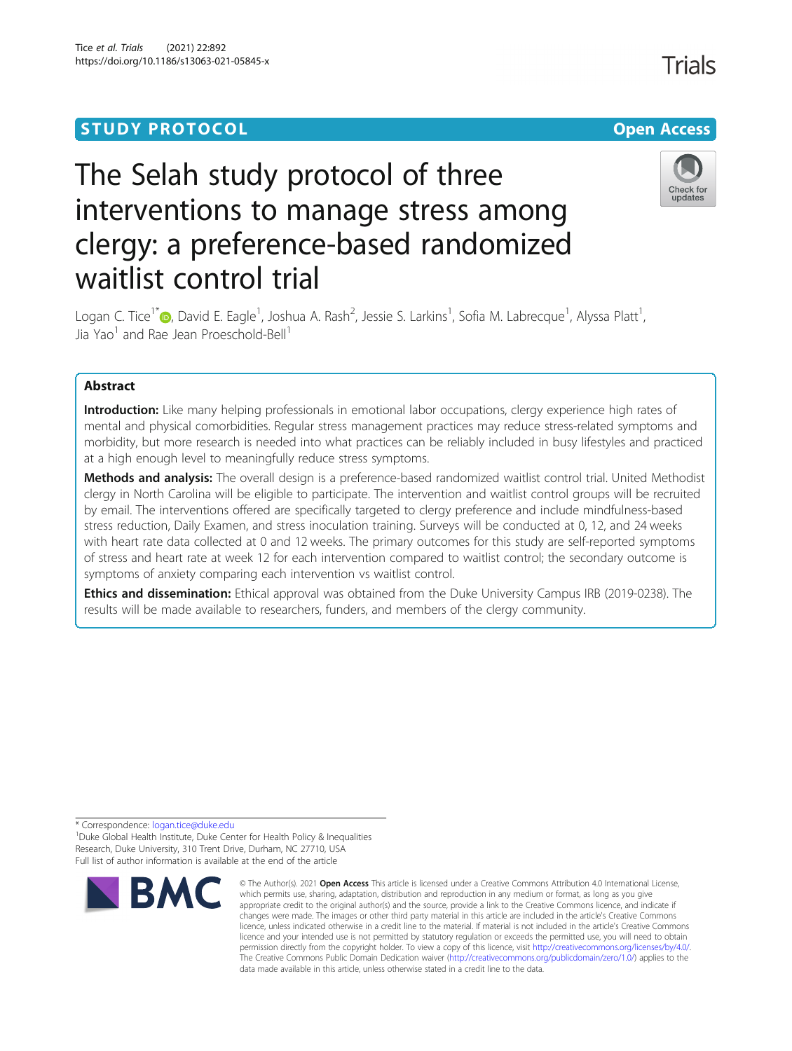STUDY PROTOCOL

Open Access

# The Selah study protocol of three interventions to manage stress among clergy: a preference-based randomized waitlist control trial

Logan C. Tice[1*], David E. Eagle[1], Joshua A. Rash[2], Jessie S. Larkins[1], Sofia M. Labrecque[1], Alyssa Platt[1], Jia Yao[1] and Rae Jean Proeschold-Bell[1]

## Abstract

**Introduction:** Like many helping professionals in emotional labor occupations, clergy experience high rates of mental and physical comorbidities. Regular stress management practices may reduce stress-related symptoms and morbidity, but more research is needed into what practices can be reliably included in busy lifestyles and practiced at a high enough level to meaningfully reduce stress symptoms.

**Methods and analysis:** The overall design is a preference-based randomized waitlist control trial. United Methodist clergy in North Carolina will be eligible to participate. The intervention and waitlist control groups will be recruited by email. The interventions offered are specifically targeted to clergy preference and include mindfulness-based stress reduction, Daily Examen, and stress inoculation training. Surveys will be conducted at 0, 12, and 24 weeks with heart rate data collected at 0 and 12 weeks. The primary outcomes for this study are self-reported symptoms of stress and heart rate at week 12 for each intervention compared to waitlist control; the secondary outcome is symptoms of anxiety comparing each intervention vs waitlist control.

**Ethics and dissemination:** Ethical approval was obtained from the Duke University Campus IRB (2019-0238). The results will be made available to researchers, funders, and members of the clergy community.

* Correspondence: logan.tice@duke.edu
[1]Duke Global Health Institute, Duke Center for Health Policy & Inequalities Research, Duke University, 310 Trent Drive, Durham, NC 27710, USA
Full list of author information is available at the end of the article

© The Author(s). 2021 **Open Access** This article is licensed under a Creative Commons Attribution 4.0 International License, which permits use, sharing, adaptation, distribution and reproduction in any medium or format, as long as you give appropriate credit to the original author(s) and the source, provide a link to the Creative Commons licence, and indicate if changes were made. The images or other third party material in this article are included in the article's Creative Commons licence, unless indicated otherwise in a credit line to the material. If material is not included in the article's Creative Commons licence and your intended use is not permitted by statutory regulation or exceeds the permitted use, you will need to obtain permission directly from the copyright holder. To view a copy of this licence, visit http://creativecommons.org/licenses/by/4.0/. The Creative Commons Public Domain Dedication waiver (http://creativecommons.org/publicdomain/zero/1.0/) applies to the data made available in this article, unless otherwise stated in a credit line to the data.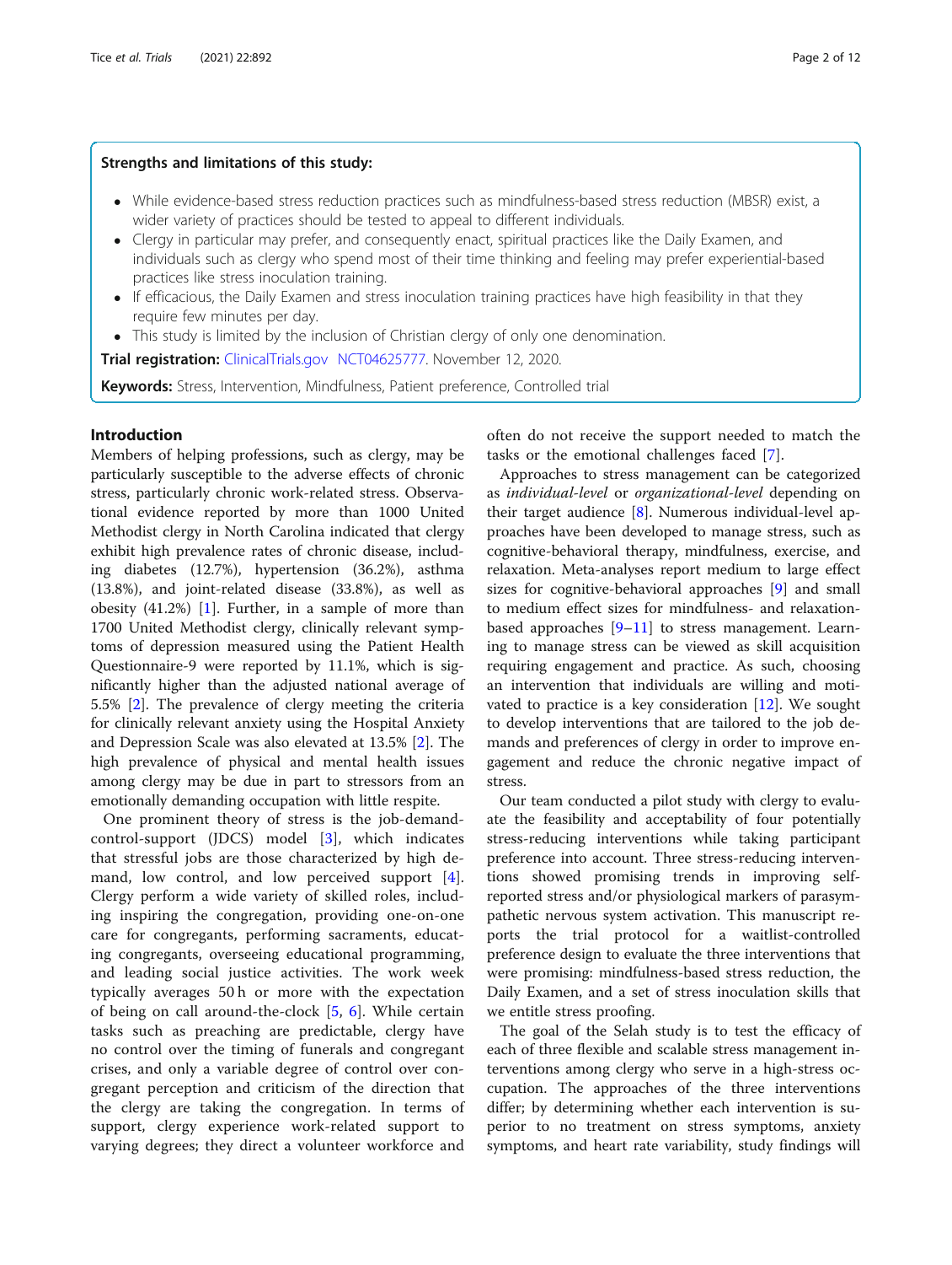### Strengths and limitations of this study:

- While evidence-based stress reduction practices such as mindfulness-based stress reduction (MBSR) exist, a wider variety of practices should be tested to appeal to different individuals.
- Clergy in particular may prefer, and consequently enact, spiritual practices like the Daily Examen, and individuals such as clergy who spend most of their time thinking and feeling may prefer experiential-based practices like stress inoculation training.
- If efficacious, the Daily Examen and stress inoculation training practices have high feasibility in that they require few minutes per day.
- This study is limited by the inclusion of Christian clergy of only one denomination.

**Trial registration:** ClinicalTrials.gov NCT04625777. November 12, 2020.

**Keywords:** Stress, Intervention, Mindfulness, Patient preference, Controlled trial

## Introduction

Members of helping professions, such as clergy, may be particularly susceptible to the adverse effects of chronic stress, particularly chronic work-related stress. Observational evidence reported by more than 1000 United Methodist clergy in North Carolina indicated that clergy exhibit high prevalence rates of chronic disease, including diabetes (12.7%), hypertension (36.2%), asthma (13.8%), and joint-related disease (33.8%), as well as obesity (41.2%) [1]. Further, in a sample of more than 1700 United Methodist clergy, clinically relevant symptoms of depression measured using the Patient Health Questionnaire-9 were reported by 11.1%, which is significantly higher than the adjusted national average of 5.5% [2]. The prevalence of clergy meeting the criteria for clinically relevant anxiety using the Hospital Anxiety and Depression Scale was also elevated at 13.5% [2]. The high prevalence of physical and mental health issues among clergy may be due in part to stressors from an emotionally demanding occupation with little respite.

One prominent theory of stress is the job-demand-control-support (JDCS) model [3], which indicates that stressful jobs are those characterized by high demand, low control, and low perceived support [4]. Clergy perform a wide variety of skilled roles, including inspiring the congregation, providing one-on-one care for congregants, performing sacraments, educating congregants, overseeing educational programming, and leading social justice activities. The work week typically averages 50 h or more with the expectation of being on call around-the-clock [5, 6]. While certain tasks such as preaching are predictable, clergy have no control over the timing of funerals and congregant crises, and only a variable degree of control over congregant perception and criticism of the direction that the clergy are taking the congregation. In terms of support, clergy experience work-related support to varying degrees; they direct a volunteer workforce and often do not receive the support needed to match the tasks or the emotional challenges faced [7].

Approaches to stress management can be categorized as *individual-level* or *organizational-level* depending on their target audience [8]. Numerous individual-level approaches have been developed to manage stress, such as cognitive-behavioral therapy, mindfulness, exercise, and relaxation. Meta-analyses report medium to large effect sizes for cognitive-behavioral approaches [9] and small to medium effect sizes for mindfulness- and relaxation-based approaches [9–11] to stress management. Learning to manage stress can be viewed as skill acquisition requiring engagement and practice. As such, choosing an intervention that individuals are willing and motivated to practice is a key consideration [12]. We sought to develop interventions that are tailored to the job demands and preferences of clergy in order to improve engagement and reduce the chronic negative impact of stress.

Our team conducted a pilot study with clergy to evaluate the feasibility and acceptability of four potentially stress-reducing interventions while taking participant preference into account. Three stress-reducing interventions showed promising trends in improving self-reported stress and/or physiological markers of parasympathetic nervous system activation. This manuscript reports the trial protocol for a waitlist-controlled preference design to evaluate the three interventions that were promising: mindfulness-based stress reduction, the Daily Examen, and a set of stress inoculation skills that we entitle stress proofing.

The goal of the Selah study is to test the efficacy of each of three flexible and scalable stress management interventions among clergy who serve in a high-stress occupation. The approaches of the three interventions differ; by determining whether each intervention is superior to no treatment on stress symptoms, anxiety symptoms, and heart rate variability, study findings will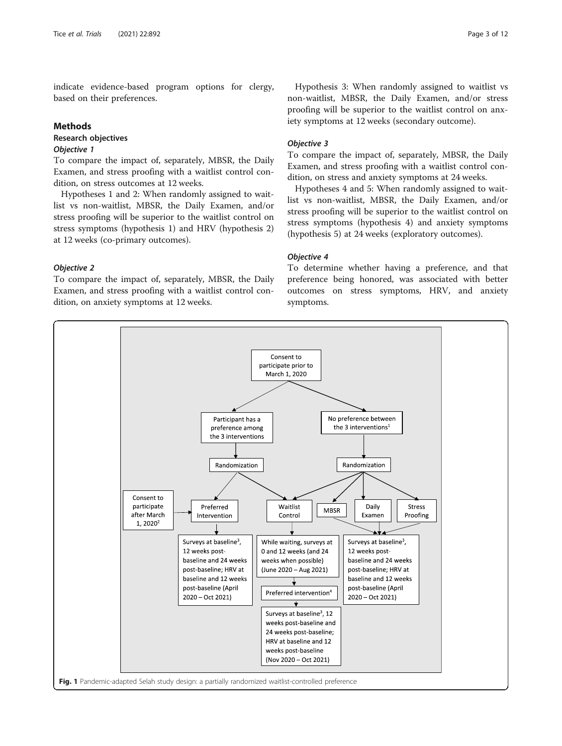indicate evidence-based program options for clergy, based on their preferences.

## Methods

### Research objectives

#### *Objective 1*

To compare the impact of, separately, MBSR, the Daily Examen, and stress proofing with a waitlist control condition, on stress outcomes at 12 weeks.

Hypotheses 1 and 2: When randomly assigned to waitlist vs non-waitlist, MBSR, the Daily Examen, and/or stress proofing will be superior to the waitlist control on stress symptoms (hypothesis 1) and HRV (hypothesis 2) at 12 weeks (co-primary outcomes).

#### *Objective 2*

To compare the impact of, separately, MBSR, the Daily Examen, and stress proofing with a waitlist control condition, on anxiety symptoms at 12 weeks.

Hypothesis 3: When randomly assigned to waitlist vs non-waitlist, MBSR, the Daily Examen, and/or stress proofing will be superior to the waitlist control on anxiety symptoms at 12 weeks (secondary outcome).

#### *Objective 3*

To compare the impact of, separately, MBSR, the Daily Examen, and stress proofing with a waitlist control condition, on stress and anxiety symptoms at 24 weeks.

Hypotheses 4 and 5: When randomly assigned to waitlist vs non-waitlist, MBSR, the Daily Examen, and/or stress proofing will be superior to the waitlist control on stress symptoms (hypothesis 4) and anxiety symptoms (hypothesis 5) at 24 weeks (exploratory outcomes).

#### *Objective 4*

To determine whether having a preference, and that preference being honored, was associated with better outcomes on stress symptoms, HRV, and anxiety symptoms.

Consent to participate prior to March 1, 2020

Participant has a preference among the 3 interventions

No preference between the 3 interventions[1]

Randomization

Randomization

Consent to participate after March 1, 2020[2]

Preferred Intervention

Waitlist Control

MBSR

Daily Examen

Stress Proofing

Surveys at baseline[3], 12 weeks post-baseline and 24 weeks post-baseline; HRV at baseline and 12 weeks post-baseline (April 2020 – Oct 2021)

While waiting, surveys at 0 and 12 weeks (and 24 weeks when possible) (June 2020 – Aug 2021)

Surveys at baseline[3], 12 weeks post-baseline and 24 weeks post-baseline; HRV at baseline and 12 weeks post-baseline (April 2020 – Oct 2021)

Preferred intervention[4]

Surveys at baseline[3], 12 weeks post-baseline and 24 weeks post-baseline; HRV at baseline and 12 weeks post-baseline (Nov 2020 – Oct 2021)

**Fig. 1** Pandemic-adapted Selah study design: a partially randomized waitlist-controlled preference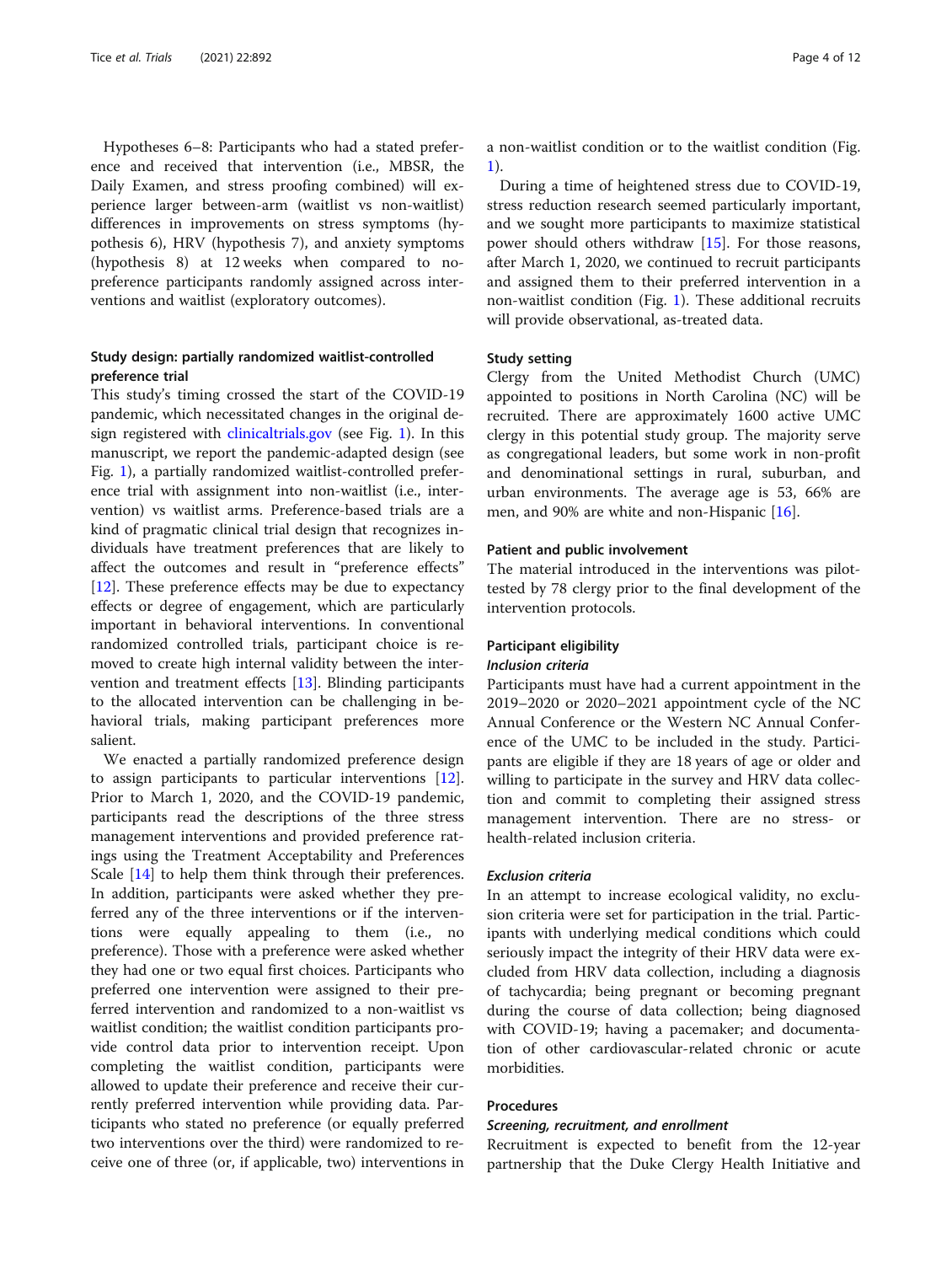Hypotheses 6–8: Participants who had a stated preference and received that intervention (i.e., MBSR, the Daily Examen, and stress proofing combined) will experience larger between-arm (waitlist vs non-waitlist) differences in improvements on stress symptoms (hypothesis 6), HRV (hypothesis 7), and anxiety symptoms (hypothesis 8) at 12 weeks when compared to no-preference participants randomly assigned across interventions and waitlist (exploratory outcomes).

### Study design: partially randomized waitlist-controlled preference trial

This study's timing crossed the start of the COVID-19 pandemic, which necessitated changes in the original design registered with clinicaltrials.gov (see Fig. 1). In this manuscript, we report the pandemic-adapted design (see Fig. 1), a partially randomized waitlist-controlled preference trial with assignment into non-waitlist (i.e., intervention) vs waitlist arms. Preference-based trials are a kind of pragmatic clinical trial design that recognizes individuals have treatment preferences that are likely to affect the outcomes and result in "preference effects" [12]. These preference effects may be due to expectancy effects or degree of engagement, which are particularly important in behavioral interventions. In conventional randomized controlled trials, participant choice is removed to create high internal validity between the intervention and treatment effects [13]. Blinding participants to the allocated intervention can be challenging in behavioral trials, making participant preferences more salient.

We enacted a partially randomized preference design to assign participants to particular interventions [12]. Prior to March 1, 2020, and the COVID-19 pandemic, participants read the descriptions of the three stress management interventions and provided preference ratings using the Treatment Acceptability and Preferences Scale [14] to help them think through their preferences. In addition, participants were asked whether they preferred any of the three interventions or if the interventions were equally appealing to them (i.e., no preference). Those with a preference were asked whether they had one or two equal first choices. Participants who preferred one intervention were assigned to their preferred intervention and randomized to a non-waitlist vs waitlist condition; the waitlist condition participants provide control data prior to intervention receipt. Upon completing the waitlist condition, participants were allowed to update their preference and receive their currently preferred intervention while providing data. Participants who stated no preference (or equally preferred two interventions over the third) were randomized to receive one of three (or, if applicable, two) interventions in a non-waitlist condition or to the waitlist condition (Fig. 1).

During a time of heightened stress due to COVID-19, stress reduction research seemed particularly important, and we sought more participants to maximize statistical power should others withdraw [15]. For those reasons, after March 1, 2020, we continued to recruit participants and assigned them to their preferred intervention in a non-waitlist condition (Fig. 1). These additional recruits will provide observational, as-treated data.

### Study setting

Clergy from the United Methodist Church (UMC) appointed to positions in North Carolina (NC) will be recruited. There are approximately 1600 active UMC clergy in this potential study group. The majority serve as congregational leaders, but some work in non-profit and denominational settings in rural, suburban, and urban environments. The average age is 53, 66% are men, and 90% are white and non-Hispanic [16].

### Patient and public involvement

The material introduced in the interventions was pilot-tested by 78 clergy prior to the final development of the intervention protocols.

### Participant eligibility

#### *Inclusion criteria*

Participants must have had a current appointment in the 2019–2020 or 2020–2021 appointment cycle of the NC Annual Conference or the Western NC Annual Conference of the UMC to be included in the study. Participants are eligible if they are 18 years of age or older and willing to participate in the survey and HRV data collection and commit to completing their assigned stress management intervention. There are no stress- or health-related inclusion criteria.

#### *Exclusion criteria*

In an attempt to increase ecological validity, no exclusion criteria were set for participation in the trial. Participants with underlying medical conditions which could seriously impact the integrity of their HRV data were excluded from HRV data collection, including a diagnosis of tachycardia; being pregnant or becoming pregnant during the course of data collection; being diagnosed with COVID-19; having a pacemaker; and documentation of other cardiovascular-related chronic or acute morbidities.

### Procedures

#### *Screening, recruitment, and enrollment*

Recruitment is expected to benefit from the 12-year partnership that the Duke Clergy Health Initiative and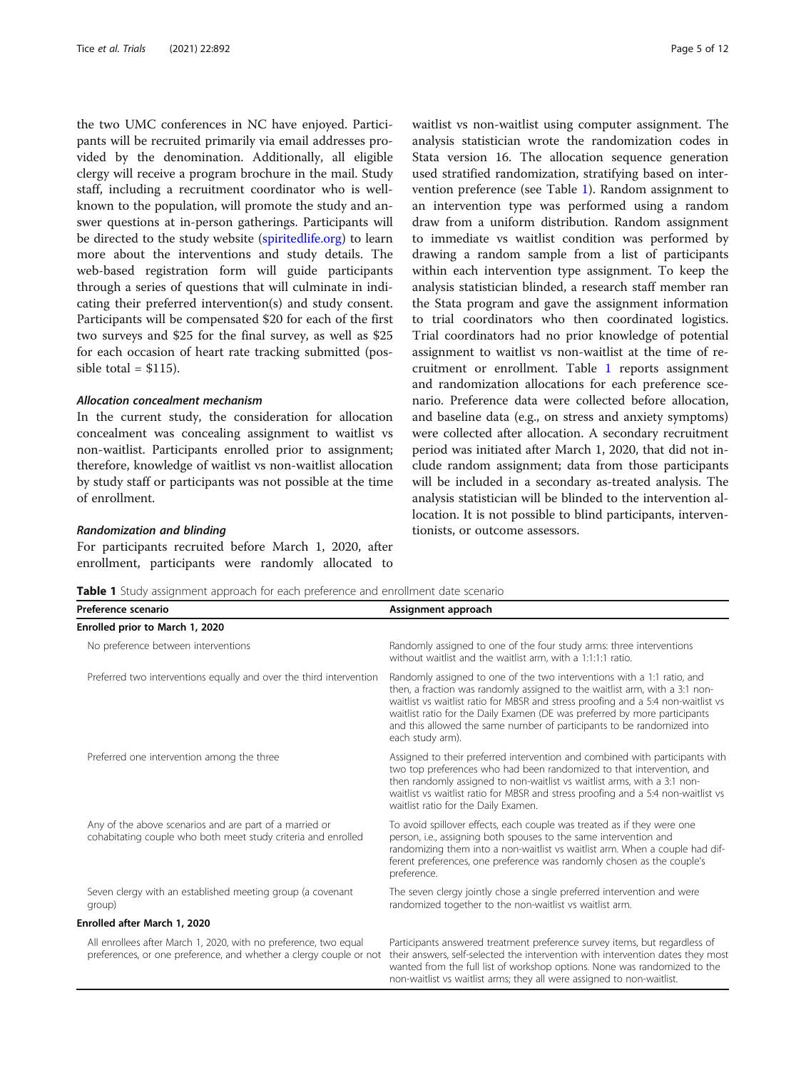the two UMC conferences in NC have enjoyed. Participants will be recruited primarily via email addresses provided by the denomination. Additionally, all eligible clergy will receive a program brochure in the mail. Study staff, including a recruitment coordinator who is well-known to the population, will promote the study and answer questions at in-person gatherings. Participants will be directed to the study website (spiritedlife.org) to learn more about the interventions and study details. The web-based registration form will guide participants through a series of questions that will culminate in indicating their preferred intervention(s) and study consent. Participants will be compensated $20 for each of the first two surveys and $25 for the final survey, as well as $25 for each occasion of heart rate tracking submitted (possible total = $115).

#### *Allocation concealment mechanism*

In the current study, the consideration for allocation concealment was concealing assignment to waitlist vs non-waitlist. Participants enrolled prior to assignment; therefore, knowledge of waitlist vs non-waitlist allocation by study staff or participants was not possible at the time of enrollment.

#### *Randomization and blinding*

For participants recruited before March 1, 2020, after enrollment, participants were randomly allocated to waitlist vs non-waitlist using computer assignment. The analysis statistician wrote the randomization codes in Stata version 16. The allocation sequence generation used stratified randomization, stratifying based on intervention preference (see Table 1). Random assignment to an intervention type was performed using a random draw from a uniform distribution. Random assignment to immediate vs waitlist condition was performed by drawing a random sample from a list of participants within each intervention type assignment. To keep the analysis statistician blinded, a research staff member ran the Stata program and gave the assignment information to trial coordinators who then coordinated logistics. Trial coordinators had no prior knowledge of potential assignment to waitlist vs non-waitlist at the time of recruitment or enrollment. Table 1 reports assignment and randomization allocations for each preference scenario. Preference data were collected before allocation, and baseline data (e.g., on stress and anxiety symptoms) were collected after allocation. A secondary recruitment period was initiated after March 1, 2020, that did not include random assignment; data from those participants will be included in a secondary as-treated analysis. The analysis statistician will be blinded to the intervention allocation. It is not possible to blind participants, interventionists, or outcome assessors.

**Table 1** Study assignment approach for each preference and enrollment date scenario

| Preference scenario | Assignment approach |
|---|---|
| **Enrolled prior to March 1, 2020** | |
| No preference between interventions | Randomly assigned to one of the four study arms: three interventions without waitlist and the waitlist arm, with a 1:1:1:1 ratio. |
| Preferred two interventions equally and over the third intervention | Randomly assigned to one of the two interventions with a 1:1 ratio, and then, a fraction was randomly assigned to the waitlist arm, with a 3:1 non-waitlist vs waitlist ratio for MBSR and stress proofing and a 5:4 non-waitlist vs waitlist ratio for the Daily Examen (DE was preferred by more participants and this allowed the same number of participants to be randomized into each study arm). |
| Preferred one intervention among the three | Assigned to their preferred intervention and combined with participants with two top preferences who had been randomized to that intervention, and then randomly assigned to non-waitlist vs waitlist arms, with a 3:1 non-waitlist vs waitlist ratio for MBSR and stress proofing and a 5:4 non-waitlist vs waitlist ratio for the Daily Examen. |
| Any of the above scenarios and are part of a married or cohabitating couple who both meet study criteria and enrolled | To avoid spillover effects, each couple was treated as if they were one person, i.e., assigning both spouses to the same intervention and randomizing them into a non-waitlist vs waitlist arm. When a couple had different preferences, one preference was randomly chosen as the couple's preference. |
| Seven clergy with an established meeting group (a covenant group) | The seven clergy jointly chose a single preferred intervention and were randomized together to the non-waitlist vs waitlist arm. |
| **Enrolled after March 1, 2020** | |
| All enrollees after March 1, 2020, with no preference, two equal preferences, or one preference, and whether a clergy couple or not | Participants answered treatment preference survey items, but regardless of their answers, self-selected the intervention with intervention dates they most wanted from the full list of workshop options. None was randomized to the non-waitlist vs waitlist arms; they all were assigned to non-waitlist. |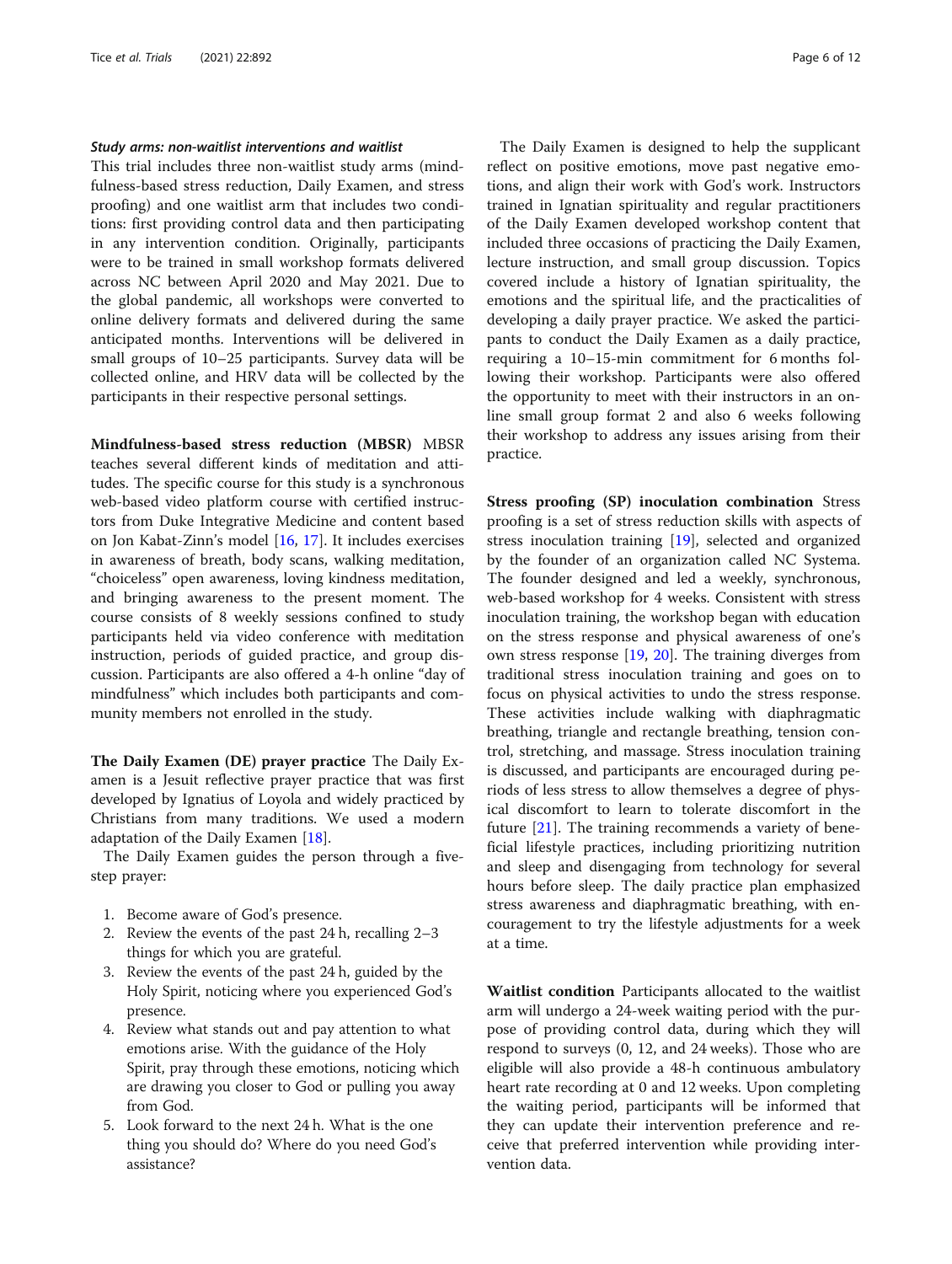### *Study arms: non-waitlist interventions and waitlist*

This trial includes three non-waitlist study arms (mindfulness-based stress reduction, Daily Examen, and stress proofing) and one waitlist arm that includes two conditions: first providing control data and then participating in any intervention condition. Originally, participants were to be trained in small workshop formats delivered across NC between April 2020 and May 2021. Due to the global pandemic, all workshops were converted to online delivery formats and delivered during the same anticipated months. Interventions will be delivered in small groups of 10–25 participants. Survey data will be collected online, and HRV data will be collected by the participants in their respective personal settings.

**Mindfulness-based stress reduction (MBSR)** MBSR teaches several different kinds of meditation and attitudes. The specific course for this study is a synchronous web-based video platform course with certified instructors from Duke Integrative Medicine and content based on Jon Kabat-Zinn's model [16, 17]. It includes exercises in awareness of breath, body scans, walking meditation, "choiceless" open awareness, loving kindness meditation, and bringing awareness to the present moment. The course consists of 8 weekly sessions confined to study participants held via video conference with meditation instruction, periods of guided practice, and group discussion. Participants are also offered a 4-h online "day of mindfulness" which includes both participants and community members not enrolled in the study.

**The Daily Examen (DE) prayer practice** The Daily Examen is a Jesuit reflective prayer practice that was first developed by Ignatius of Loyola and widely practiced by Christians from many traditions. We used a modern adaptation of the Daily Examen [18].

The Daily Examen guides the person through a five-step prayer:

1. Become aware of God's presence.
2. Review the events of the past 24 h, recalling 2–3 things for which you are grateful.
3. Review the events of the past 24 h, guided by the Holy Spirit, noticing where you experienced God's presence.
4. Review what stands out and pay attention to what emotions arise. With the guidance of the Holy Spirit, pray through these emotions, noticing which are drawing you closer to God or pulling you away from God.
5. Look forward to the next 24 h. What is the one thing you should do? Where do you need God's assistance?

The Daily Examen is designed to help the supplicant reflect on positive emotions, move past negative emotions, and align their work with God's work. Instructors trained in Ignatian spirituality and regular practitioners of the Daily Examen developed workshop content that included three occasions of practicing the Daily Examen, lecture instruction, and small group discussion. Topics covered include a history of Ignatian spirituality, the emotions and the spiritual life, and the practicalities of developing a daily prayer practice. We asked the participants to conduct the Daily Examen as a daily practice, requiring a 10–15-min commitment for 6 months following their workshop. Participants were also offered the opportunity to meet with their instructors in an online small group format 2 and also 6 weeks following their workshop to address any issues arising from their practice.

**Stress proofing (SP) inoculation combination** Stress proofing is a set of stress reduction skills with aspects of stress inoculation training [19], selected and organized by the founder of an organization called NC Systema. The founder designed and led a weekly, synchronous, web-based workshop for 4 weeks. Consistent with stress inoculation training, the workshop began with education on the stress response and physical awareness of one's own stress response [19, 20]. The training diverges from traditional stress inoculation training and goes on to focus on physical activities to undo the stress response. These activities include walking with diaphragmatic breathing, triangle and rectangle breathing, tension control, stretching, and massage. Stress inoculation training is discussed, and participants are encouraged during periods of less stress to allow themselves a degree of physical discomfort to learn to tolerate discomfort in the future [21]. The training recommends a variety of beneficial lifestyle practices, including prioritizing nutrition and sleep and disengaging from technology for several hours before sleep. The daily practice plan emphasized stress awareness and diaphragmatic breathing, with encouragement to try the lifestyle adjustments for a week at a time.

**Waitlist condition** Participants allocated to the waitlist arm will undergo a 24-week waiting period with the purpose of providing control data, during which they will respond to surveys (0, 12, and 24 weeks). Those who are eligible will also provide a 48-h continuous ambulatory heart rate recording at 0 and 12 weeks. Upon completing the waiting period, participants will be informed that they can update their intervention preference and receive that preferred intervention while providing intervention data.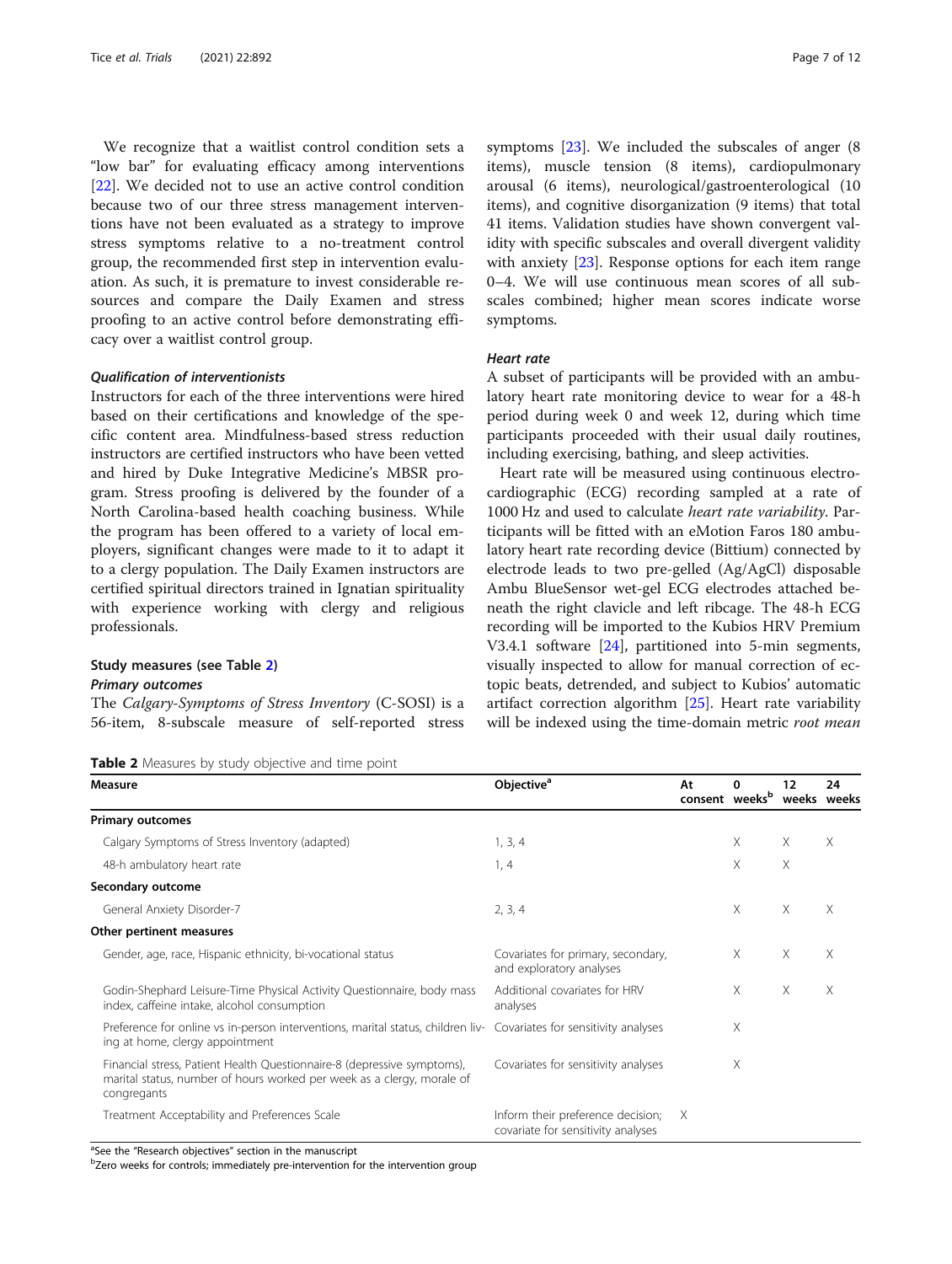We recognize that a waitlist control condition sets a "low bar" for evaluating efficacy among interventions [22]. We decided not to use an active control condition because two of our three stress management interventions have not been evaluated as a strategy to improve stress symptoms relative to a no-treatment control group, the recommended first step in intervention evaluation. As such, it is premature to invest considerable resources and compare the Daily Examen and stress proofing to an active control before demonstrating efficacy over a waitlist control group.

#### *Qualification of interventionists*

Instructors for each of the three interventions were hired based on their certifications and knowledge of the specific content area. Mindfulness-based stress reduction instructors are certified instructors who have been vetted and hired by Duke Integrative Medicine's MBSR program. Stress proofing is delivered by the founder of a North Carolina-based health coaching business. While the program has been offered to a variety of local employers, significant changes were made to it to adapt it to a clergy population. The Daily Examen instructors are certified spiritual directors trained in Ignatian spirituality with experience working with clergy and religious professionals.

### Study measures (see Table 2)

#### *Primary outcomes*

The *Calgary-Symptoms of Stress Inventory* (C-SOSI) is a 56-item, 8-subscale measure of self-reported stress symptoms [23]. We included the subscales of anger (8 items), muscle tension (8 items), cardiopulmonary arousal (6 items), neurological/gastroenterological (10 items), and cognitive disorganization (9 items) that total 41 items. Validation studies have shown convergent validity with specific subscales and overall divergent validity with anxiety [23]. Response options for each item range 0–4. We will use continuous mean scores of all subscales combined; higher mean scores indicate worse symptoms.

#### *Heart rate*

A subset of participants will be provided with an ambulatory heart rate monitoring device to wear for a 48-h period during week 0 and week 12, during which time participants proceeded with their usual daily routines, including exercising, bathing, and sleep activities.

Heart rate will be measured using continuous electrocardiographic (ECG) recording sampled at a rate of 1000 Hz and used to calculate *heart rate variability*. Participants will be fitted with an eMotion Faros 180 ambulatory heart rate recording device (Bittium) connected by electrode leads to two pre-gelled (Ag/AgCl) disposable Ambu BlueSensor wet-gel ECG electrodes attached beneath the right clavicle and left ribcage. The 48-h ECG recording will be imported to the Kubios HRV Premium V3.4.1 software [24], partitioned into 5-min segments, visually inspected to allow for manual correction of ectopic beats, detrended, and subject to Kubios' automatic artifact correction algorithm [25]. Heart rate variability will be indexed using the time-domain metric *root mean*

**Table 2** Measures by study objective and time point

| Measure | Objective[a] | At consent | 0 weeks[b] | 12 weeks | 24 weeks |
|---|---|---|---|---|---|
| **Primary outcomes** | | | | | |
| Calgary Symptoms of Stress Inventory (adapted) | 1, 3, 4 | | X | X | X |
| 48-h ambulatory heart rate | 1, 4 | | X | X | |
| **Secondary outcome** | | | | | |
| General Anxiety Disorder-7 | 2, 3, 4 | | X | X | X |
| **Other pertinent measures** | | | | | |
| Gender, age, race, Hispanic ethnicity, bi-vocational status | Covariates for primary, secondary, and exploratory analyses | | X | X | X |
| Godin-Shephard Leisure-Time Physical Activity Questionnaire, body mass index, caffeine intake, alcohol consumption | Additional covariates for HRV analyses | | X | X | X |
| Preference for online vs in-person interventions, marital status, children living at home, clergy appointment | Covariates for sensitivity analyses | | X | | |
| Financial stress, Patient Health Questionnaire-8 (depressive symptoms), marital status, number of hours worked per week as a clergy, morale of congregants | Covariates for sensitivity analyses | | X | | |
| Treatment Acceptability and Preferences Scale | Inform their preference decision; covariate for sensitivity analyses | X | | | |

[a]See the "Research objectives" section in the manuscript

[b]Zero weeks for controls; immediately pre-intervention for the intervention group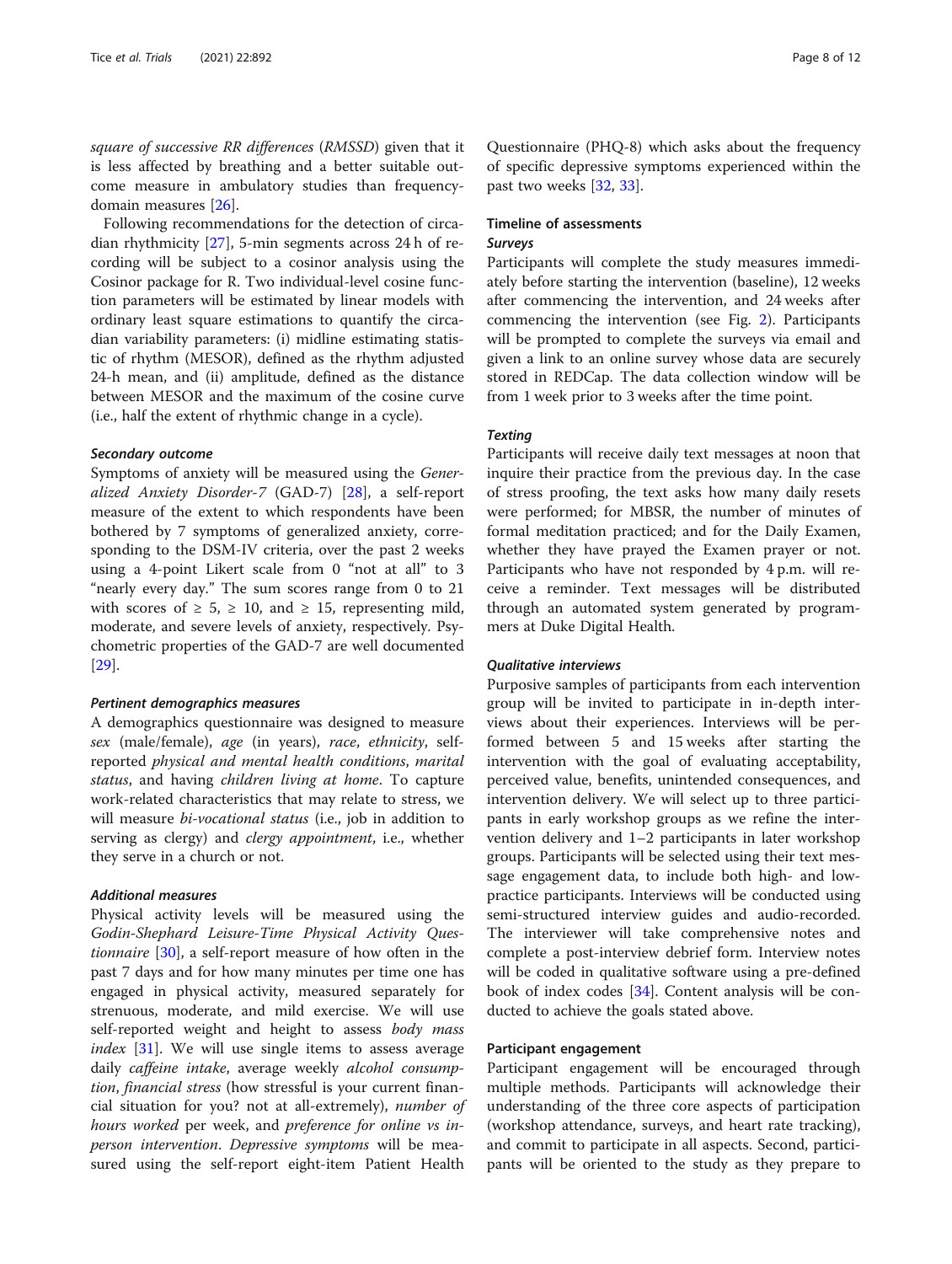square of successive RR differences (*RMSSD*) given that it is less affected by breathing and a better suitable outcome measure in ambulatory studies than frequency-domain measures [26].

Following recommendations for the detection of circadian rhythmicity [27], 5-min segments across 24 h of recording will be subject to a cosinor analysis using the Cosinor package for R. Two individual-level cosine function parameters will be estimated by linear models with ordinary least square estimations to quantify the circadian variability parameters: (i) midline estimating statistic of rhythm (MESOR), defined as the rhythm adjusted 24-h mean, and (ii) amplitude, defined as the distance between MESOR and the maximum of the cosine curve (i.e., half the extent of rhythmic change in a cycle).

#### Secondary outcome

Symptoms of anxiety will be measured using the *Generalized Anxiety Disorder-7* (GAD-7) [28], a self-report measure of the extent to which respondents have been bothered by 7 symptoms of generalized anxiety, corresponding to the DSM-IV criteria, over the past 2 weeks using a 4-point Likert scale from 0 "not at all" to 3 "nearly every day." The sum scores range from 0 to 21 with scores of ≥ 5, ≥ 10, and ≥ 15, representing mild, moderate, and severe levels of anxiety, respectively. Psychometric properties of the GAD-7 are well documented [29].

#### Pertinent demographics measures

A demographics questionnaire was designed to measure *sex* (male/female), *age* (in years), *race*, *ethnicity*, self-reported *physical and mental health conditions*, *marital status*, and having *children living at home*. To capture work-related characteristics that may relate to stress, we will measure *bi-vocational status* (i.e., job in addition to serving as clergy) and *clergy appointment*, i.e., whether they serve in a church or not.

#### Additional measures

Physical activity levels will be measured using the *Godin-Shephard Leisure-Time Physical Activity Questionnaire* [30], a self-report measure of how often in the past 7 days and for how many minutes per time one has engaged in physical activity, measured separately for strenuous, moderate, and mild exercise. We will use self-reported weight and height to assess *body mass index* [31]. We will use single items to assess average daily *caffeine intake*, average weekly *alcohol consumption*, *financial stress* (how stressful is your current financial situation for you? not at all-extremely), *number of hours worked* per week, and *preference for online vs in-person intervention*. *Depressive symptoms* will be measured using the self-report eight-item Patient Health Questionnaire (PHQ-8) which asks about the frequency of specific depressive symptoms experienced within the past two weeks [32, 33].

### Timeline of assessments

#### Surveys

Participants will complete the study measures immediately before starting the intervention (baseline), 12 weeks after commencing the intervention, and 24 weeks after commencing the intervention (see Fig. 2). Participants will be prompted to complete the surveys via email and given a link to an online survey whose data are securely stored in REDCap. The data collection window will be from 1 week prior to 3 weeks after the time point.

#### Texting

Participants will receive daily text messages at noon that inquire their practice from the previous day. In the case of stress proofing, the text asks how many daily resets were performed; for MBSR, the number of minutes of formal meditation practiced; and for the Daily Examen, whether they have prayed the Examen prayer or not. Participants who have not responded by 4 p.m. will receive a reminder. Text messages will be distributed through an automated system generated by programmers at Duke Digital Health.

#### Qualitative interviews

Purposive samples of participants from each intervention group will be invited to participate in in-depth interviews about their experiences. Interviews will be performed between 5 and 15 weeks after starting the intervention with the goal of evaluating acceptability, perceived value, benefits, unintended consequences, and intervention delivery. We will select up to three participants in early workshop groups as we refine the intervention delivery and 1–2 participants in later workshop groups. Participants will be selected using their text message engagement data, to include both high- and low-practice participants. Interviews will be conducted using semi-structured interview guides and audio-recorded. The interviewer will take comprehensive notes and complete a post-interview debrief form. Interview notes will be coded in qualitative software using a pre-defined book of index codes [34]. Content analysis will be conducted to achieve the goals stated above.

### Participant engagement

Participant engagement will be encouraged through multiple methods. Participants will acknowledge their understanding of the three core aspects of participation (workshop attendance, surveys, and heart rate tracking), and commit to participate in all aspects. Second, participants will be oriented to the study as they prepare to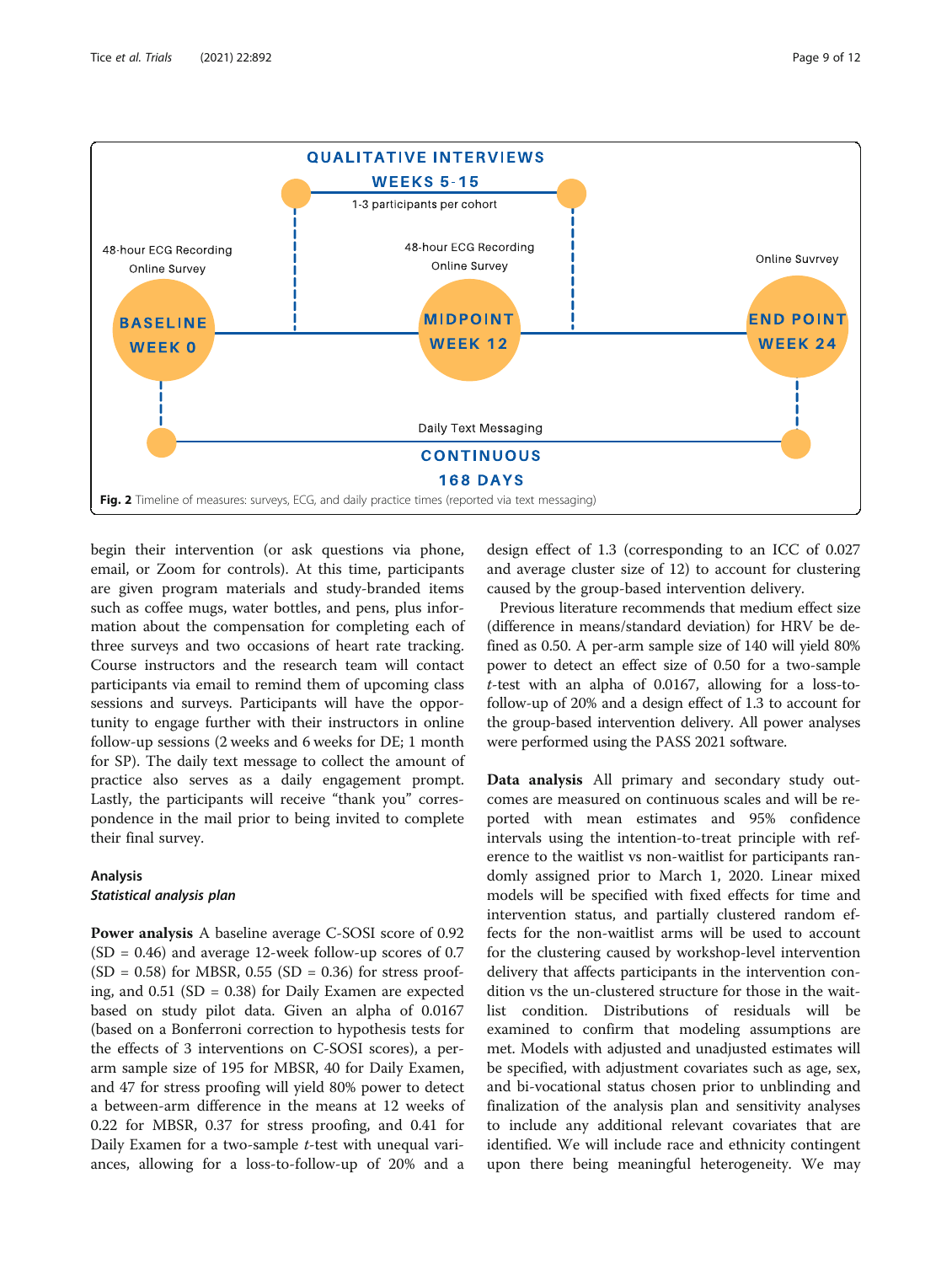QUALITATIVE INTERVIEWS

WEEKS 5-15

1-3 participants per cohort

48-hour ECG Recording
Online Survey

BASELINE
WEEK 0

48-hour ECG Recording
Online Survey

MIDPOINT
WEEK 12

Online Suvrvey

END POINT
WEEK 24

Daily Text Messaging

CONTINUOUS
168 DAYS

**Fig. 2** Timeline of measures: surveys, ECG, and daily practice times (reported via text messaging)

begin their intervention (or ask questions via phone, email, or Zoom for controls). At this time, participants are given program materials and study-branded items such as coffee mugs, water bottles, and pens, plus information about the compensation for completing each of three surveys and two occasions of heart rate tracking. Course instructors and the research team will contact participants via email to remind them of upcoming class sessions and surveys. Participants will have the opportunity to engage further with their instructors in online follow-up sessions (2 weeks and 6 weeks for DE; 1 month for SP). The daily text message to collect the amount of practice also serves as a daily engagement prompt. Lastly, the participants will receive "thank you" correspondence in the mail prior to being invited to complete their final survey.

## Analysis

### *Statistical analysis plan*

**Power analysis** A baseline average C-SOSI score of 0.92 (SD = 0.46) and average 12-week follow-up scores of 0.7 (SD = 0.58) for MBSR, 0.55 (SD = 0.36) for stress proofing, and 0.51 (SD = 0.38) for Daily Examen are expected based on study pilot data. Given an alpha of 0.0167 (based on a Bonferroni correction to hypothesis tests for the effects of 3 interventions on C-SOSI scores), a per-arm sample size of 195 for MBSR, 40 for Daily Examen, and 47 for stress proofing will yield 80% power to detect a between-arm difference in the means at 12 weeks of 0.22 for MBSR, 0.37 for stress proofing, and 0.41 for Daily Examen for a two-sample *t*-test with unequal variances, allowing for a loss-to-follow-up of 20% and a design effect of 1.3 (corresponding to an ICC of 0.027 and average cluster size of 12) to account for clustering caused by the group-based intervention delivery.

Previous literature recommends that medium effect size (difference in means/standard deviation) for HRV be defined as 0.50. A per-arm sample size of 140 will yield 80% power to detect an effect size of 0.50 for a two-sample *t*-test with an alpha of 0.0167, allowing for a loss-to-follow-up of 20% and a design effect of 1.3 to account for the group-based intervention delivery. All power analyses were performed using the PASS 2021 software.

**Data analysis** All primary and secondary study outcomes are measured on continuous scales and will be reported with mean estimates and 95% confidence intervals using the intention-to-treat principle with reference to the waitlist vs non-waitlist for participants randomly assigned prior to March 1, 2020. Linear mixed models will be specified with fixed effects for time and intervention status, and partially clustered random effects for the non-waitlist arms will be used to account for the clustering caused by workshop-level intervention delivery that affects participants in the intervention condition vs the un-clustered structure for those in the waitlist condition. Distributions of residuals will be examined to confirm that modeling assumptions are met. Models with adjusted and unadjusted estimates will be specified, with adjustment covariates such as age, sex, and bi-vocational status chosen prior to unblinding and finalization of the analysis plan and sensitivity analyses to include any additional relevant covariates that are identified. We will include race and ethnicity contingent upon there being meaningful heterogeneity. We may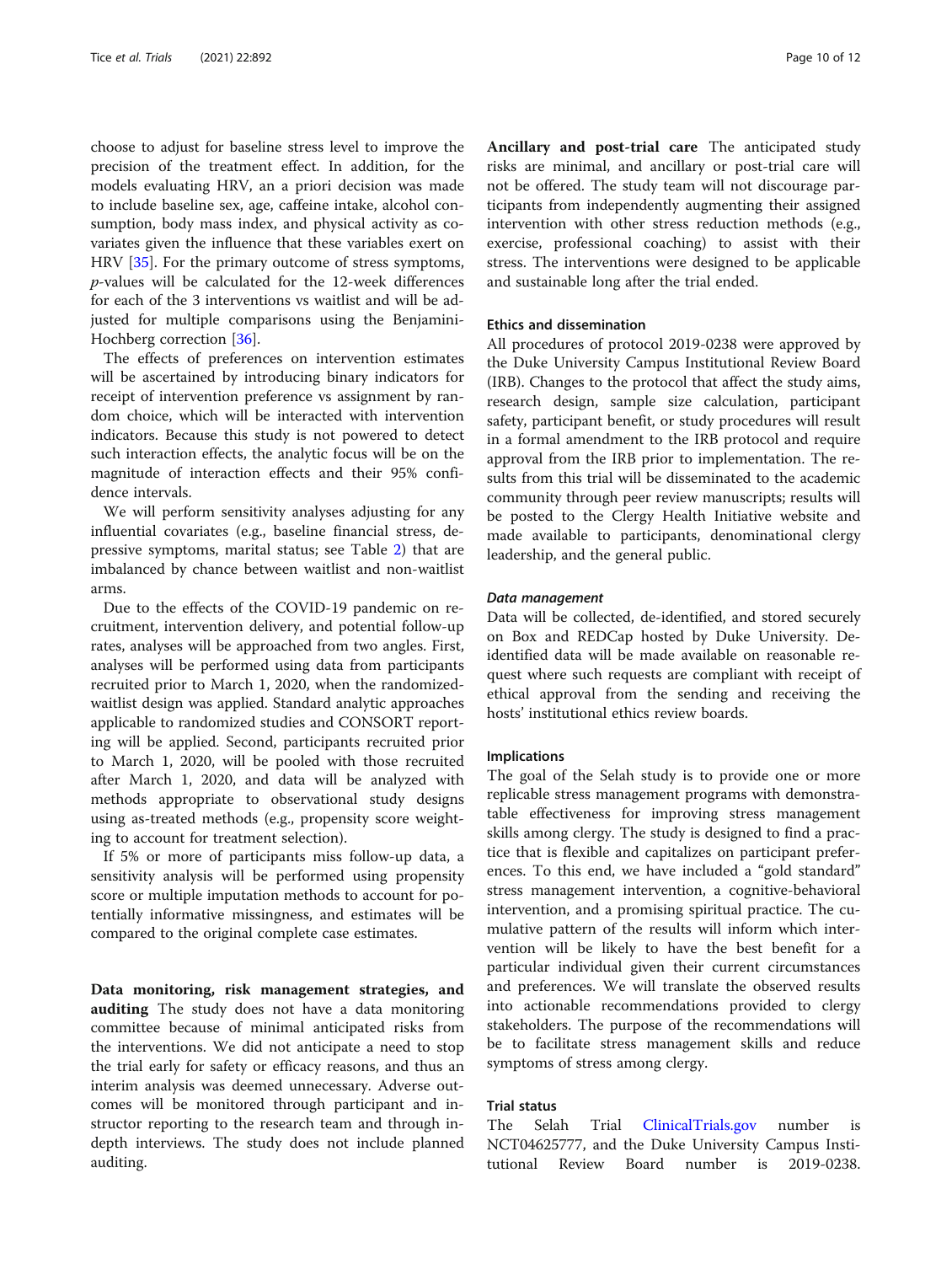choose to adjust for baseline stress level to improve the precision of the treatment effect. In addition, for the models evaluating HRV, an a priori decision was made to include baseline sex, age, caffeine intake, alcohol consumption, body mass index, and physical activity as covariates given the influence that these variables exert on HRV [35]. For the primary outcome of stress symptoms, $p$-values will be calculated for the 12-week differences for each of the 3 interventions vs waitlist and will be adjusted for multiple comparisons using the Benjamini-Hochberg correction [36].

The effects of preferences on intervention estimates will be ascertained by introducing binary indicators for receipt of intervention preference vs assignment by random choice, which will be interacted with intervention indicators. Because this study is not powered to detect such interaction effects, the analytic focus will be on the magnitude of interaction effects and their 95% confidence intervals.

We will perform sensitivity analyses adjusting for any influential covariates (e.g., baseline financial stress, depressive symptoms, marital status; see Table 2) that are imbalanced by chance between waitlist and non-waitlist arms.

Due to the effects of the COVID-19 pandemic on recruitment, intervention delivery, and potential follow-up rates, analyses will be approached from two angles. First, analyses will be performed using data from participants recruited prior to March 1, 2020, when the randomized-waitlist design was applied. Standard analytic approaches applicable to randomized studies and CONSORT reporting will be applied. Second, participants recruited prior to March 1, 2020, will be pooled with those recruited after March 1, 2020, and data will be analyzed with methods appropriate to observational study designs using as-treated methods (e.g., propensity score weighting to account for treatment selection).

If 5% or more of participants miss follow-up data, a sensitivity analysis will be performed using propensity score or multiple imputation methods to account for potentially informative missingness, and estimates will be compared to the original complete case estimates.

**Data monitoring, risk management strategies, and auditing** The study does not have a data monitoring committee because of minimal anticipated risks from the interventions. We did not anticipate a need to stop the trial early for safety or efficacy reasons, and thus an interim analysis was deemed unnecessary. Adverse outcomes will be monitored through participant and instructor reporting to the research team and through in-depth interviews. The study does not include planned auditing.

**Ancillary and post-trial care** The anticipated study risks are minimal, and ancillary or post-trial care will not be offered. The study team will not discourage participants from independently augmenting their assigned intervention with other stress reduction methods (e.g., exercise, professional coaching) to assist with their stress. The interventions were designed to be applicable and sustainable long after the trial ended.

### Ethics and dissemination

All procedures of protocol 2019-0238 were approved by the Duke University Campus Institutional Review Board (IRB). Changes to the protocol that affect the study aims, research design, sample size calculation, participant safety, participant benefit, or study procedures will result in a formal amendment to the IRB protocol and require approval from the IRB prior to implementation. The results from this trial will be disseminated to the academic community through peer review manuscripts; results will be posted to the Clergy Health Initiative website and made available to participants, denominational clergy leadership, and the general public.

#### *Data management*

Data will be collected, de-identified, and stored securely on Box and REDCap hosted by Duke University. De-identified data will be made available on reasonable request where such requests are compliant with receipt of ethical approval from the sending and receiving the hosts' institutional ethics review boards.

### Implications

The goal of the Selah study is to provide one or more replicable stress management programs with demonstrable effectiveness for improving stress management skills among clergy. The study is designed to find a practice that is flexible and capitalizes on participant preferences. To this end, we have included a "gold standard" stress management intervention, a cognitive-behavioral intervention, and a promising spiritual practice. The cumulative pattern of the results will inform which intervention will be likely to have the best benefit for a particular individual given their current circumstances and preferences. We will translate the observed results into actionable recommendations provided to clergy stakeholders. The purpose of the recommendations will be to facilitate stress management skills and reduce symptoms of stress among clergy.

### Trial status

The Selah Trial ClinicalTrials.gov number is NCT04625777, and the Duke University Campus Institutional Review Board number is 2019-0238.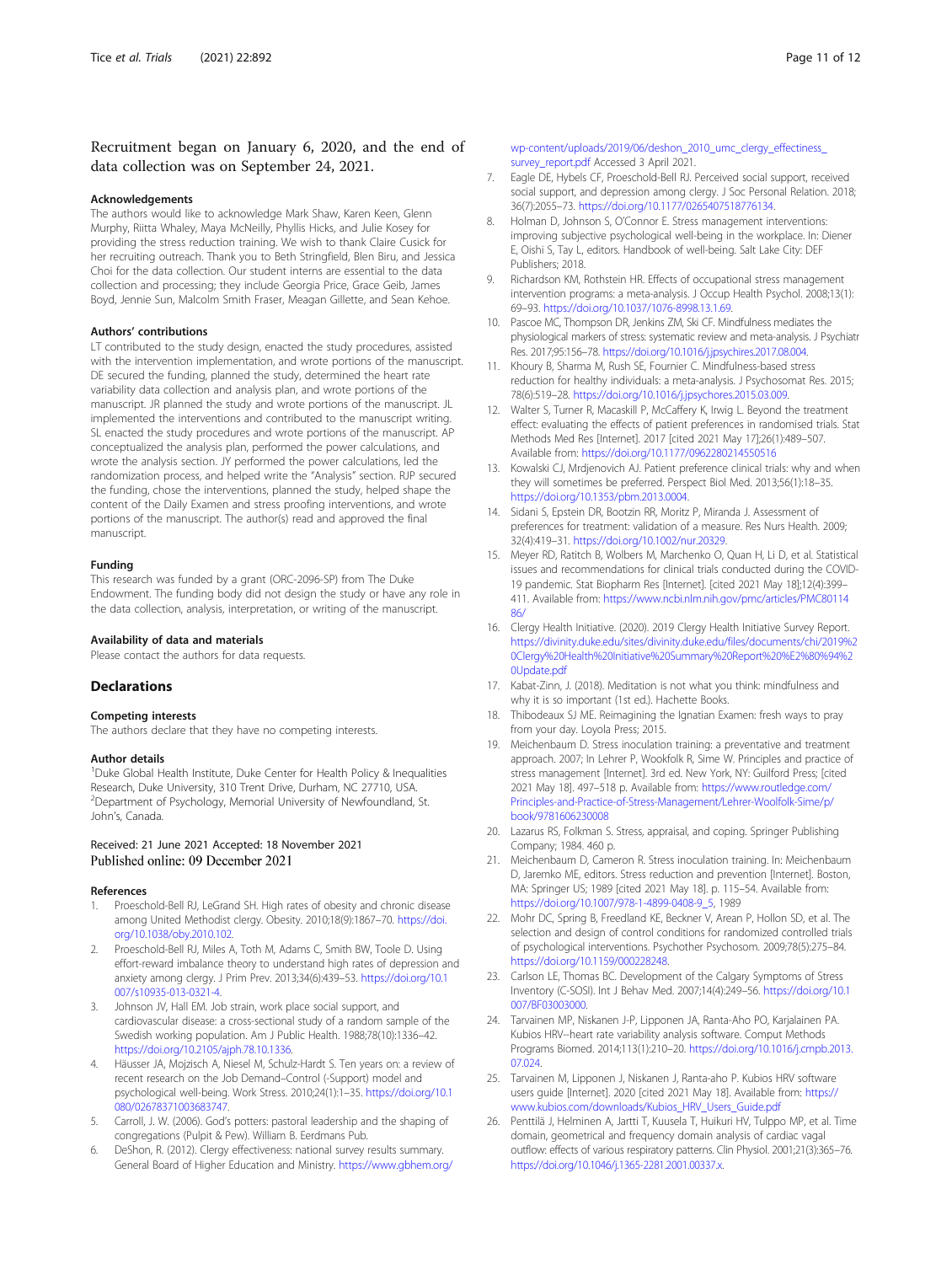Recruitment began on January 6, 2020, and the end of data collection was on September 24, 2021.

### Acknowledgements

The authors would like to acknowledge Mark Shaw, Karen Keen, Glenn Murphy, Riitta Whaley, Maya McNeilly, Phyllis Hicks, and Julie Kosey for providing the stress reduction training. We wish to thank Claire Cusick for her recruiting outreach. Thank you to Beth Stringfield, Blen Biru, and Jessica Choi for the data collection. Our student interns are essential to the data collection and processing; they include Georgia Price, Grace Geib, James Boyd, Jennie Sun, Malcolm Smith Fraser, Meagan Gillette, and Sean Kehoe.

### Authors' contributions

LT contributed to the study design, enacted the study procedures, assisted with the intervention implementation, and wrote portions of the manuscript. DE secured the funding, planned the study, determined the heart rate variability data collection and analysis plan, and wrote portions of the manuscript. JR planned the study and wrote portions of the manuscript. JL implemented the interventions and contributed to the manuscript writing. SL enacted the study procedures and wrote portions of the manuscript. AP conceptualized the analysis plan, performed the power calculations, and wrote the analysis section. JY performed the power calculations, led the randomization process, and helped write the "Analysis" section. RJP secured the funding, chose the interventions, planned the study, helped shape the content of the Daily Examen and stress proofing interventions, and wrote portions of the manuscript. The author(s) read and approved the final manuscript.

### Funding

This research was funded by a grant (ORC-2096-SP) from The Duke Endowment. The funding body did not design the study or have any role in the data collection, analysis, interpretation, or writing of the manuscript.

### Availability of data and materials

Please contact the authors for data requests.

## Declarations

### Competing interests

The authors declare that they have no competing interests.

### Author details

[1]Duke Global Health Institute, Duke Center for Health Policy & Inequalities Research, Duke University, 310 Trent Drive, Durham, NC 27710, USA. [2]Department of Psychology, Memorial University of Newfoundland, St. John's, Canada.

Received: 21 June 2021 Accepted: 18 November 2021
Published online: 09 December 2021

### References

1. Proeschold-Bell RJ, LeGrand SH. High rates of obesity and chronic disease among United Methodist clergy. Obesity. 2010;18(9):1867–70. https://doi.org/10.1038/oby.2010.102.
2. Proeschold-Bell RJ, Miles A, Toth M, Adams C, Smith BW, Toole D. Using effort-reward imbalance theory to understand high rates of depression and anxiety among clergy. J Prim Prev. 2013;34(6):439–53. https://doi.org/10.1007/s10935-013-0321-4.
3. Johnson JV, Hall EM. Job strain, work place social support, and cardiovascular disease: a cross-sectional study of a random sample of the Swedish working population. Am J Public Health. 1988;78(10):1336–42. https://doi.org/10.2105/ajph.78.10.1336.
4. Häusser JA, Mojzisch A, Niesel M, Schulz-Hardt S. Ten years on: a review of recent research on the Job Demand–Control (-Support) model and psychological well-being. Work Stress. 2010;24(1):1–35. https://doi.org/10.1080/02678371003683747.
5. Carroll, J. W. (2006). God's potters: pastoral leadership and the shaping of congregations (Pulpit & Pew). William B. Eerdmans Pub.
6. DeShon, R. (2012). Clergy effectiveness: national survey results summary. General Board of Higher Education and Ministry. https://www.gbhem.org/wp-content/uploads/2019/06/deshon_2010_umc_clergy_effectiness_survey_report.pdf Accessed 3 April 2021.
7. Eagle DE, Hybels CF, Proeschold-Bell RJ. Perceived social support, received social support, and depression among clergy. J Soc Personal Relation. 2018;36(7):2055–73. https://doi.org/10.1177/0265407518776134.
8. Holman D, Johnson S, O'Connor E. Stress management interventions: improving subjective psychological well-being in the workplace. In: Diener E, Oishi S, Tay L, editors. Handbook of well-being. Salt Lake City: DEF Publishers; 2018.
9. Richardson KM, Rothstein HR. Effects of occupational stress management intervention programs: a meta-analysis. J Occup Health Psychol. 2008;13(1):69–93. https://doi.org/10.1037/1076-8998.13.1.69.
10. Pascoe MC, Thompson DR, Jenkins ZM, Ski CF. Mindfulness mediates the physiological markers of stress: systematic review and meta-analysis. J Psychiatr Res. 2017;95:156–78. https://doi.org/10.1016/j.jpsychires.2017.08.004.
11. Khoury B, Sharma M, Rush SE, Fournier C. Mindfulness-based stress reduction for healthy individuals: a meta-analysis. J Psychosom Res. 2015;78(6):519–28. https://doi.org/10.1016/j.jpsychores.2015.03.009.
12. Walter S, Turner R, Macaskill P, McCaffery K, Irwig L. Beyond the treatment effect: evaluating the effects of patient preferences in randomised trials. Stat Methods Med Res [Internet]. 2017 [cited 2021 May 17];26(1):489–507. Available from: https://doi.org/10.1177/0962280214550516
13. Kowalski CJ, Mrdjenovich AJ. Patient preference clinical trials: why and when they will sometimes be preferred. Perspect Biol Med. 2013;56(1):18–35. https://doi.org/10.1353/pbm.2013.0004.
14. Sidani S, Epstein DR, Bootzin RR, Moritz P, Miranda J. Assessment of preferences for treatment: validation of a measure. Res Nurs Health. 2009;32(4):419–31. https://doi.org/10.1002/nur.20329.
15. Meyer RD, Ratitch B, Wolbers M, Marchenko O, Quan H, Li D, et al. Statistical issues and recommendations for clinical trials conducted during the COVID-19 pandemic. Stat Biopharm Res [Internet]. [cited 2021 May 18];12(4):399–411. Available from: https://www.ncbi.nlm.nih.gov/pmc/articles/PMC8011486/
16. Clergy Health Initiative. (2020). 2019 Clergy Health Initiative Survey Report. https://divinity.duke.edu/sites/divinity.duke.edu/files/documents/chi/2019%20Clergy%20Health%20Initiative%20Summary%20Report%20%E2%80%94%20Update.pdf
17. Kabat-Zinn, J. (2018). Meditation is not what you think: mindfulness and why it is so important (1st ed.). Hachette Books.
18. Thibodeaux SJ ME. Reimagining the Ignatian Examen: fresh ways to pray from your day. Loyola Press; 2015.
19. Meichenbaum D. Stress inoculation training: a preventative and treatment approach. 2007; In Lehrer P, Woolfolk R, Sime W. Principles and practice of stress management [Internet]. 3rd ed. New York, NY: Guilford Press; [cited 2021 May 18]. 497–518 p. Available from: https://www.routledge.com/Principles-and-Practice-of-Stress-Management/Lehrer-Woolfolk-Sime/p/book/9781606230008
20. Lazarus RS, Folkman S. Stress, appraisal, and coping. Springer Publishing Company; 1984. 460 p.
21. Meichenbaum D, Cameron R. Stress inoculation training. In: Meichenbaum D, Jaremko ME, editors. Stress reduction and prevention [Internet]. Boston, MA: Springer US; 1989 [cited 2021 May 18]. p. 115–54. Available from: https://doi.org/10.1007/978-1-4899-0408-9_5, 1989
22. Mohr DC, Spring B, Freedland KE, Beckner V, Arean P, Hollon SD, et al. The selection and design of control conditions for randomized controlled trials of psychological interventions. Psychother Psychosom. 2009;78(5):275–84. https://doi.org/10.1159/000228248.
23. Carlson LE, Thomas BC. Development of the Calgary Symptoms of Stress Inventory (C-SOSI). Int J Behav Med. 2007;14(4):249–56. https://doi.org/10.1007/BF03003000.
24. Tarvainen MP, Niskanen J-P, Lipponen JA, Ranta-Aho PO, Karjalainen PA. Kubios HRV--heart rate variability analysis software. Comput Methods Programs Biomed. 2014;113(1):210–20. https://doi.org/10.1016/j.cmpb.2013.07.024.
25. Tarvainen M, Lipponen J, Niskanen J, Ranta-aho P. Kubios HRV software users guide [Internet]. 2020 [cited 2021 May 18]. Available from: https://www.kubios.com/downloads/Kubios_HRV_Users_Guide.pdf
26. Penttilä J, Helminen A, Jartti T, Kuusela T, Huikuri HV, Tulppo MP, et al. Time domain, geometrical and frequency domain analysis of cardiac vagal outflow: effects of various respiratory patterns. Clin Physiol. 2001;21(3):365–76. https://doi.org/10.1046/j.1365-2281.2001.00337.x.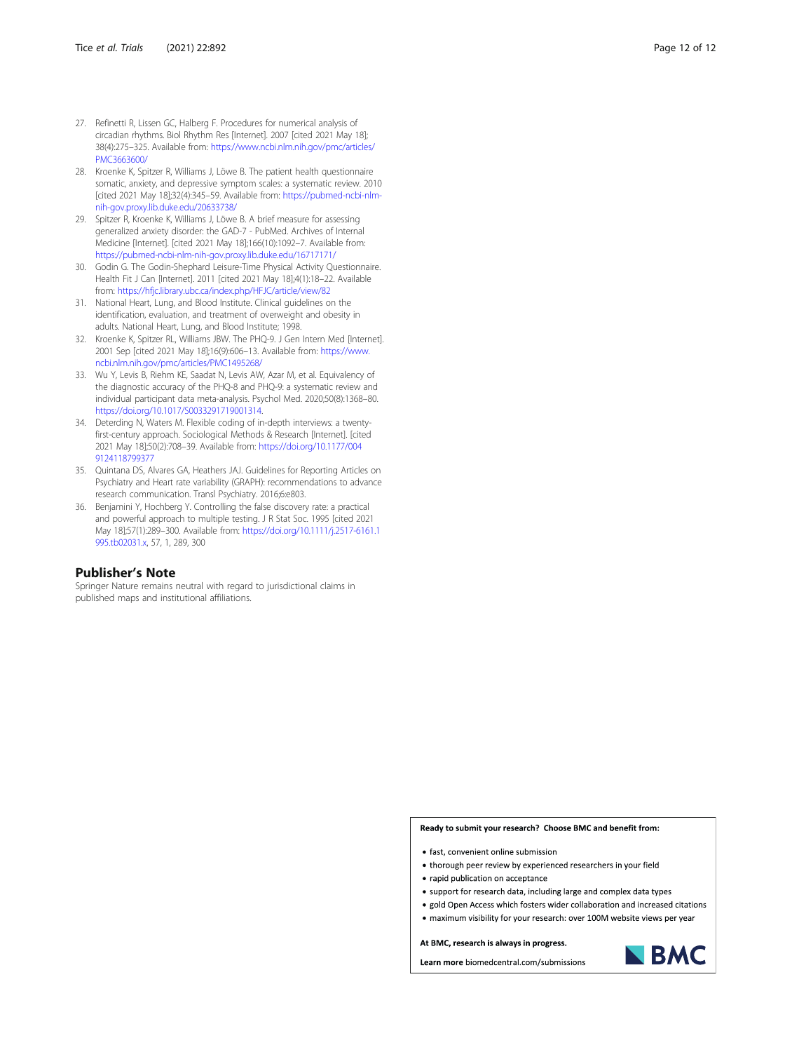27. Refinetti R, Lissen GC, Halberg F. Procedures for numerical analysis of circadian rhythms. Biol Rhythm Res [Internet]. 2007 [cited 2021 May 18]; 38(4):275–325. Available from: https://www.ncbi.nlm.nih.gov/pmc/articles/PMC3663600/
28. Kroenke K, Spitzer R, Williams J, Löwe B. The patient health questionnaire somatic, anxiety, and depressive symptom scales: a systematic review. 2010 [cited 2021 May 18];32(4):345–59. Available from: https://pubmed-ncbi-nlm-nih-gov.proxy.lib.duke.edu/20633738/
29. Spitzer R, Kroenke K, Williams J, Löwe B. A brief measure for assessing generalized anxiety disorder: the GAD-7 - PubMed. Archives of Internal Medicine [Internet]. [cited 2021 May 18];166(10):1092–7. Available from: https://pubmed-ncbi-nlm-nih-gov.proxy.lib.duke.edu/16717171/
30. Godin G. The Godin-Shephard Leisure-Time Physical Activity Questionnaire. Health Fit J Can [Internet]. 2011 [cited 2021 May 18];4(1):18–22. Available from: https://hfjc.library.ubc.ca/index.php/HFJC/article/view/82
31. National Heart, Lung, and Blood Institute. Clinical guidelines on the identification, evaluation, and treatment of overweight and obesity in adults. National Heart, Lung, and Blood Institute; 1998.
32. Kroenke K, Spitzer RL, Williams JBW. The PHQ-9. J Gen Intern Med [Internet]. 2001 Sep [cited 2021 May 18];16(9):606–13. Available from: https://www.ncbi.nlm.nih.gov/pmc/articles/PMC1495268/
33. Wu Y, Levis B, Riehm KE, Saadat N, Levis AW, Azar M, et al. Equivalency of the diagnostic accuracy of the PHQ-8 and PHQ-9: a systematic review and individual participant data meta-analysis. Psychol Med. 2020;50(8):1368–80. https://doi.org/10.1017/S0033291719001314.
34. Deterding N, Waters M. Flexible coding of in-depth interviews: a twenty-first-century approach. Sociological Methods & Research [Internet]. [cited 2021 May 18];50(2):708–39. Available from: https://doi.org/10.1177/0049124118799377
35. Quintana DS, Alvares GA, Heathers JAJ. Guidelines for Reporting Articles on Psychiatry and Heart rate variability (GRAPH): recommendations to advance research communication. Transl Psychiatry. 2016;6:e803.
36. Benjamini Y, Hochberg Y. Controlling the false discovery rate: a practical and powerful approach to multiple testing. J R Stat Soc. 1995 [cited 2021 May 18];57(1):289–300. Available from: https://doi.org/10.1111/j.2517-6161.1995.tb02031.x, 57, 1, 289, 300

## Publisher's Note

Springer Nature remains neutral with regard to jurisdictional claims in published maps and institutional affiliations.

**Ready to submit your research? Choose BMC and benefit from:**

- fast, convenient online submission
- thorough peer review by experienced researchers in your field
- rapid publication on acceptance
- support for research data, including large and complex data types
- gold Open Access which fosters wider collaboration and increased citations
- maximum visibility for your research: over 100M website views per year

**At BMC, research is always in progress.**

**Learn more** biomedcentral.com/submissions

BMC